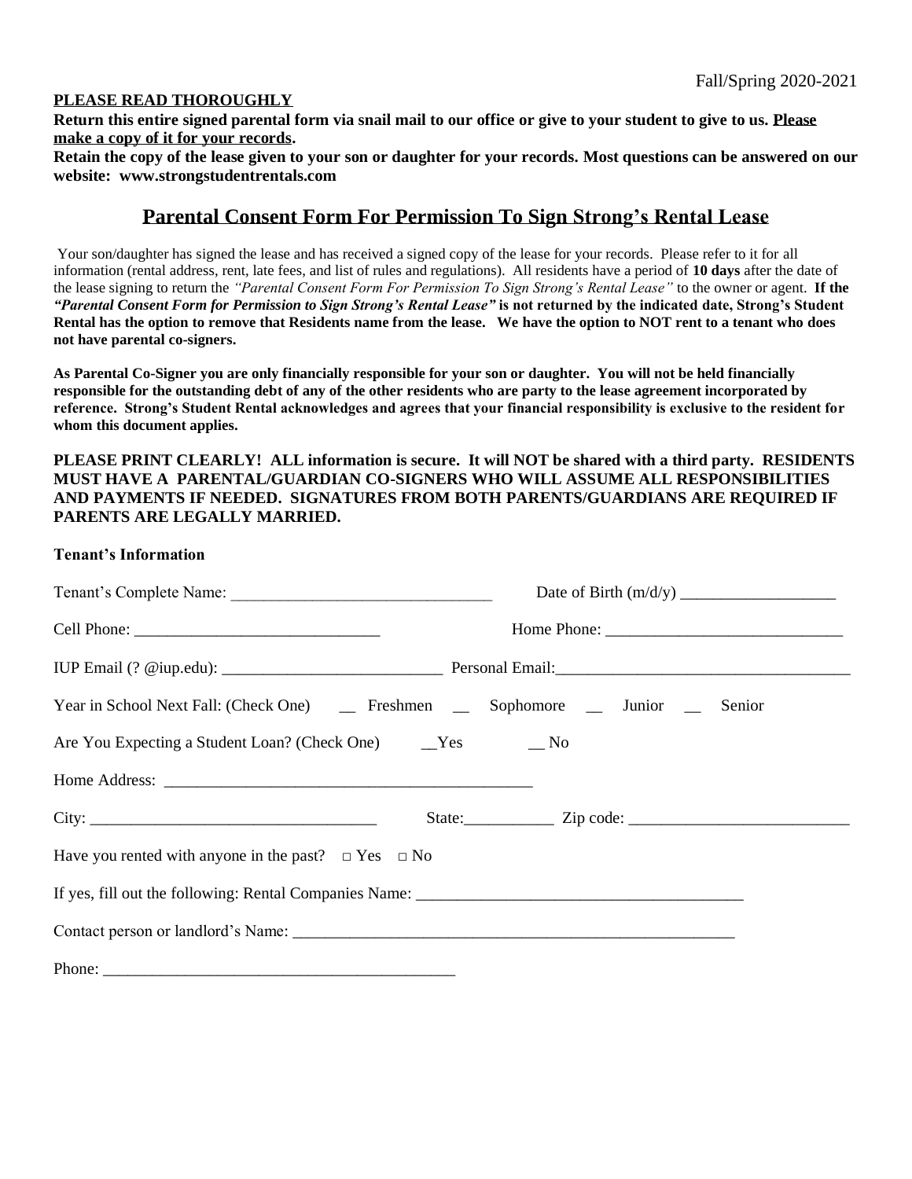Fall/Spring 2020-2021

**PLEASE READ THOROUGHLY**

**Return this entire signed parental form via snail mail to our office or give to your student to give to us. Please make a copy of it for your records.**

**Retain the copy of the lease given to your son or daughter for your records. Most questions can be answered on our website: www.strongstudentrentals.com**

# Parental Consent Form For Permission To Sign Strong's Rental Lease

Your son/daughter has signed the lease and has received a signed copy of the lease for your records. Please refer to it for all information (rental address, rent, late fees, and list of rules and regulations). All residents have a period of **10 days** after the date of the lease signing to return the *"Parental Consent Form For Permission To Sign Strong's Rental Lease"* to the owner or agent. **If the *"Parental Consent Form for Permission to Sign Strong's Rental Lease"* is not returned by the indicated date, Strong's Student Rental has the option to remove that Residents name from the lease. We have the option to NOT rent to a tenant who does not have parental co-signers.**

**As Parental Co-Signer you are only financially responsible for your son or daughter. You will not be held financially responsible for the outstanding debt of any of the other residents who are party to the lease agreement incorporated by reference. Strong's Student Rental acknowledges and agrees that your financial responsibility is exclusive to the resident for whom this document applies.**

**PLEASE PRINT CLEARLY! ALL information is secure. It will NOT be shared with a third party. RESIDENTS MUST HAVE A PARENTAL/GUARDIAN CO-SIGNERS WHO WILL ASSUME ALL RESPONSIBILITIES AND PAYMENTS IF NEEDED. SIGNATURES FROM BOTH PARENTS/GUARDIANS ARE REQUIRED IF PARENTS ARE LEGALLY MARRIED.**

**Tenant's Information**

Tenant's Complete Name: _______________________________ Date of Birth (m/d/y) ___________________

Cell Phone: ______________________________ Home Phone: _____________________________

IUP Email (? @iup.edu): ___________________________ Personal Email:____________________________________

Year in School Next Fall: (Check One) __ Freshmen __ Sophomore __ Junior __ Senior

Are You Expecting a Student Loan? (Check One) __Yes __ No

Home Address: _____________________________________________

City: __________________________________ State:___________ Zip code: ___________________________

Have you rented with anyone in the past? □ Yes □ No

If yes, fill out the following: Rental Companies Name: _______________________________________

Contact person or landlord's Name: ________________________________________________________

Phone: ___________________________________________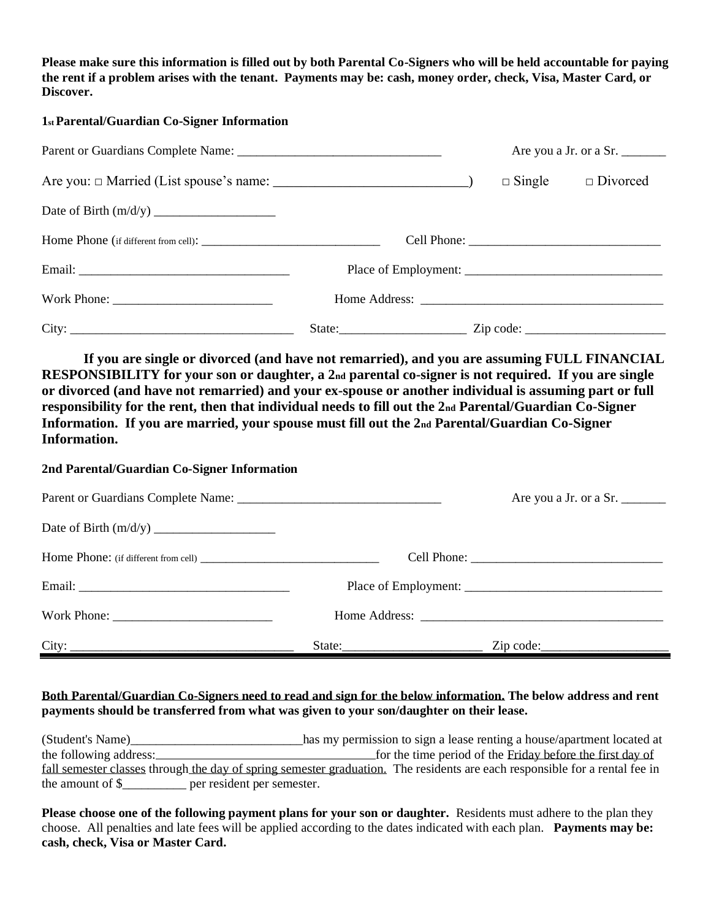**Please make sure this information is filled out by both Parental Co-Signers who will be held accountable for paying the rent if a problem arises with the tenant. Payments may be: cash, money order, check, Visa, Master Card, or Discover.**

**1st Parental/Guardian Co-Signer Information**

Parent or Guardians Complete Name: ________________________________ Are you a Jr. or a Sr. _______

Are you: □ Married (List spouse's name: ____________________________) □ Single □ Divorced

Date of Birth (m/d/y) ___________________

Home Phone (if different from cell): ____________________________ Cell Phone: ______________________________

Email: _________________________________ Place of Employment: _______________________________

Work Phone: _________________________ Home Address: ______________________________________

City: __________________________________ State:___________________ Zip code: _____________________

**If you are single or divorced (and have not remarried), and you are assuming FULL FINANCIAL RESPONSIBILITY for your son or daughter, a 2nd parental co-signer is not required. If you are single or divorced (and have not remarried) and your ex-spouse or another individual is assuming part or full responsibility for the rent, then that individual needs to fill out the 2nd Parental/Guardian Co-Signer Information. If you are married, your spouse must fill out the 2nd Parental/Guardian Co-Signer Information.**

**2nd Parental/Guardian Co-Signer Information**

Parent or Guardians Complete Name: ________________________________ Are you a Jr. or a Sr. _______

Date of Birth (m/d/y) ___________________

Home Phone: (if different from cell) ____________________________ Cell Phone: ______________________________

Email: _________________________________ Place of Employment: _______________________________

Work Phone: _________________________ Home Address: ______________________________________

City: __________________________________ State:_____________________ Zip code:___________________

**Both Parental/Guardian Co-Signers need to read and sign for the below information. The below address and rent payments should be transferred from what was given to your son/daughter on their lease.**

(Student's Name)___________________________has my permission to sign a lease renting a house/apartment located at the following address:__________________________________for the time period of the Friday before the first day of fall semester classes through the day of spring semester graduation. The residents are each responsible for a rental fee in the amount of $__________ per resident per semester.

**Please choose one of the following payment plans for your son or daughter.** Residents must adhere to the plan they choose. All penalties and late fees will be applied according to the dates indicated with each plan. **Payments may be: cash, check, Visa or Master Card.**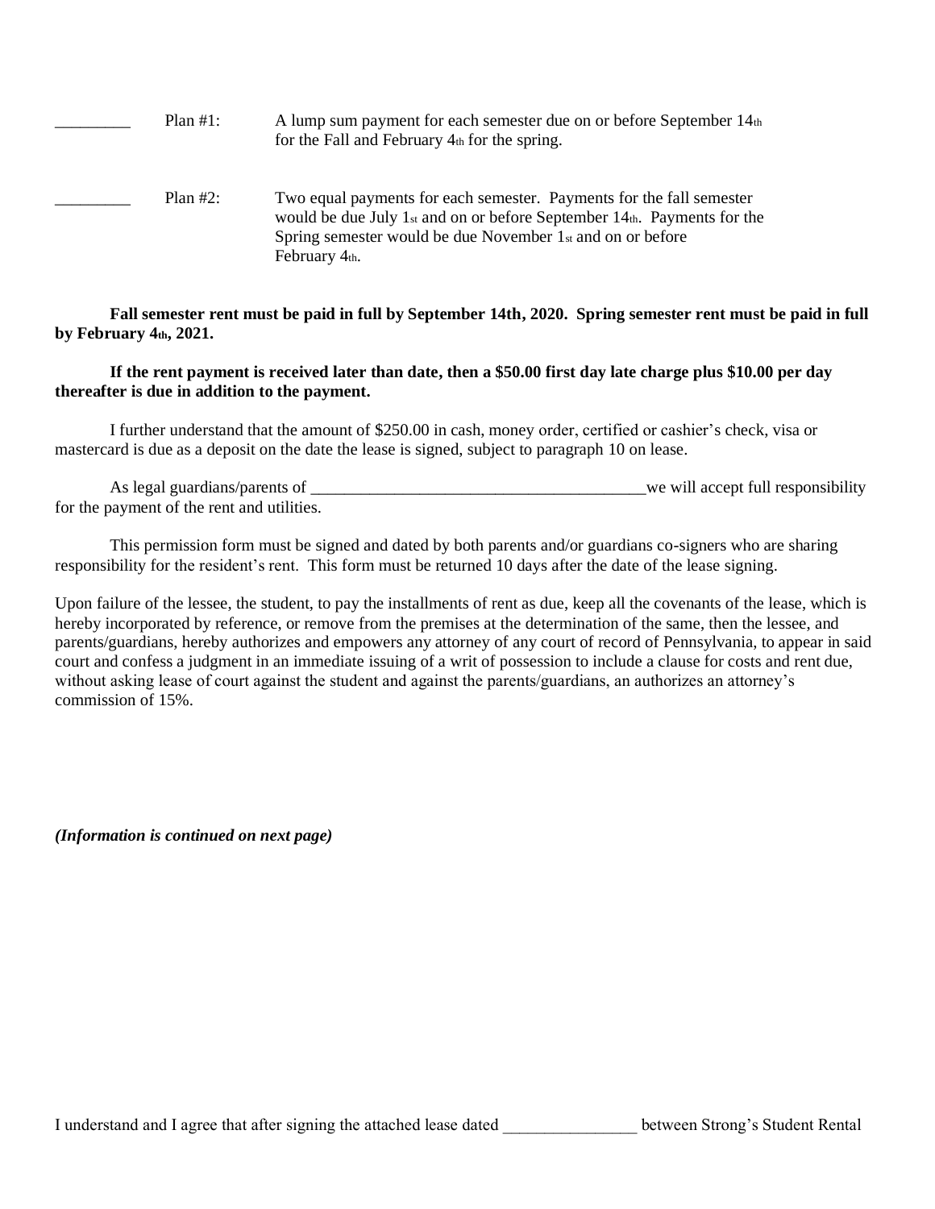_________ Plan #1: A lump sum payment for each semester due on or before September 14th for the Fall and February 4th for the spring.

_________ Plan #2: Two equal payments for each semester. Payments for the fall semester would be due July 1st and on or before September 14th. Payments for the Spring semester would be due November 1st and on or before February 4th.

**Fall semester rent must be paid in full by September 14th, 2020. Spring semester rent must be paid in full by February 4th, 2021.**

**If the rent payment is received later than date, then a $50.00 first day late charge plus $10.00 per day thereafter is due in addition to the payment.**

I further understand that the amount of $250.00 in cash, money order, certified or cashier's check, visa or mastercard is due as a deposit on the date the lease is signed, subject to paragraph 10 on lease.

As legal guardians/parents of ________________________________________we will accept full responsibility for the payment of the rent and utilities.

This permission form must be signed and dated by both parents and/or guardians co-signers who are sharing responsibility for the resident's rent. This form must be returned 10 days after the date of the lease signing.

Upon failure of the lessee, the student, to pay the installments of rent as due, keep all the covenants of the lease, which is hereby incorporated by reference, or remove from the premises at the determination of the same, then the lessee, and parents/guardians, hereby authorizes and empowers any attorney of any court of record of Pennsylvania, to appear in said court and confess a judgment in an immediate issuing of a writ of possession to include a clause for costs and rent due, without asking lease of court against the student and against the parents/guardians, an authorizes an attorney's commission of 15%.

***(Information is continued on next page)***

I understand and I agree that after signing the attached lease dated ________________ between Strong's Student Rental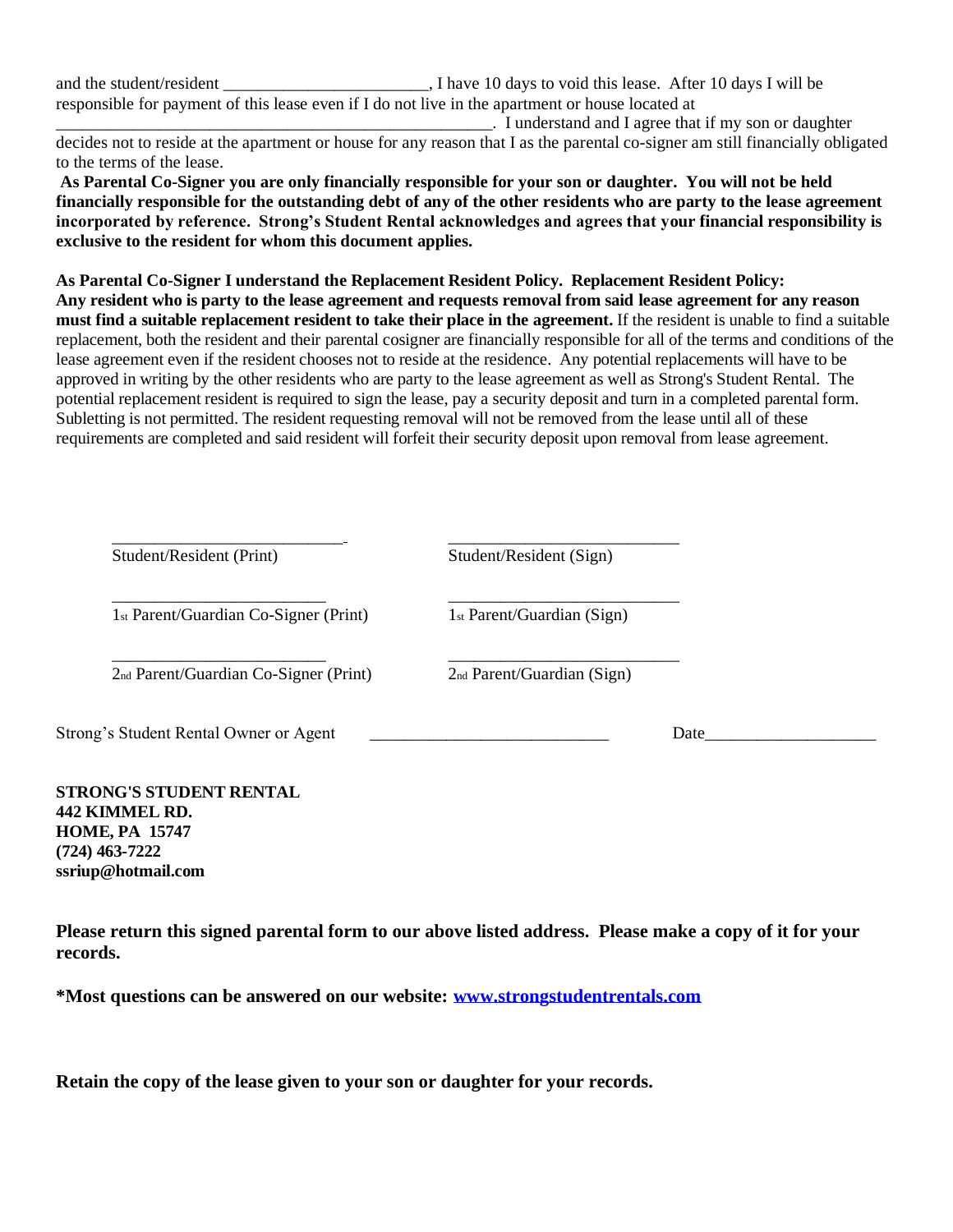and the student/resident ________________________, I have 10 days to void this lease. After 10 days I will be responsible for payment of this lease even if I do not live in the apartment or house located at _____________________________________________________. I understand and I agree that if my son or daughter decides not to reside at the apartment or house for any reason that I as the parental co-signer am still financially obligated to the terms of the lease.

**As Parental Co-Signer you are only financially responsible for your son or daughter. You will not be held financially responsible for the outstanding debt of any of the other residents who are party to the lease agreement incorporated by reference. Strong's Student Rental acknowledges and agrees that your financial responsibility is exclusive to the resident for whom this document applies.**

**As Parental Co-Signer I understand the Replacement Resident Policy. Replacement Resident Policy: Any resident who is party to the lease agreement and requests removal from said lease agreement for any reason must find a suitable replacement resident to take their place in the agreement.** If the resident is unable to find a suitable replacement, both the resident and their parental cosigner are financially responsible for all of the terms and conditions of the lease agreement even if the resident chooses not to reside at the residence. Any potential replacements will have to be approved in writing by the other residents who are party to the lease agreement as well as Strong's Student Rental. The potential replacement resident is required to sign the lease, pay a security deposit and turn in a completed parental form. Subletting is not permitted. The resident requesting removal will not be removed from the lease until all of these requirements are completed and said resident will forfeit their security deposit upon removal from lease agreement.

| | |
|---|---|
| ____________________________ | ____________________________ |
| Student/Resident (Print) | Student/Resident (Sign) |
| ____________________________ | ____________________________ |
| 1st Parent/Guardian Co-Signer (Print) | 1st Parent/Guardian (Sign) |
| ____________________________ | ____________________________ |
| 2nd Parent/Guardian Co-Signer (Print) | 2nd Parent/Guardian (Sign) |

Strong's Student Rental Owner or Agent ____________________________ Date____________________

**STRONG'S STUDENT RENTAL**
**442 KIMMEL RD.**
**HOME, PA 15747**
**(724) 463-7222**
**ssriup@hotmail.com**

**Please return this signed parental form to our above listed address. Please make a copy of it for your records.**

**\*Most questions can be answered on our website: www.strongstudentrentals.com**

**Retain the copy of the lease given to your son or daughter for your records.**